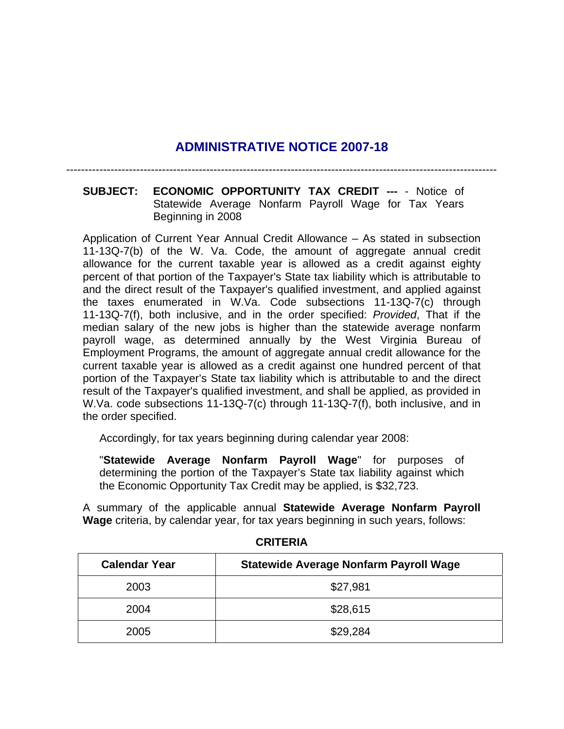# ADMINISTRATIVE NOTICE 2007-18

---

**SUBJECT: ECONOMIC OPPORTUNITY TAX CREDIT ---** - Notice of Statewide Average Nonfarm Payroll Wage for Tax Years Beginning in 2008

Application of Current Year Annual Credit Allowance – As stated in subsection 11-13Q-7(b) of the W. Va. Code, the amount of aggregate annual credit allowance for the current taxable year is allowed as a credit against eighty percent of that portion of the Taxpayer's State tax liability which is attributable to and the direct result of the Taxpayer's qualified investment, and applied against the taxes enumerated in W.Va. Code subsections 11-13Q-7(c) through 11-13Q-7(f), both inclusive, and in the order specified: *Provided*, That if the median salary of the new jobs is higher than the statewide average nonfarm payroll wage, as determined annually by the West Virginia Bureau of Employment Programs, the amount of aggregate annual credit allowance for the current taxable year is allowed as a credit against one hundred percent of that portion of the Taxpayer's State tax liability which is attributable to and the direct result of the Taxpayer's qualified investment, and shall be applied, as provided in W.Va. code subsections 11-13Q-7(c) through 11-13Q-7(f), both inclusive, and in the order specified.

Accordingly, for tax years beginning during calendar year 2008:

"**Statewide Average Nonfarm Payroll Wage**" for purposes of determining the portion of the Taxpayer's State tax liability against which the Economic Opportunity Tax Credit may be applied, is $32,723.

A summary of the applicable annual **Statewide Average Nonfarm Payroll Wage** criteria, by calendar year, for tax years beginning in such years, follows:

**CRITERIA**

| Calendar Year | Statewide Average Nonfarm Payroll Wage |
|---|---|
| 2003 | $27,981 |
| 2004 | $28,615 |
| 2005 | $29,284 |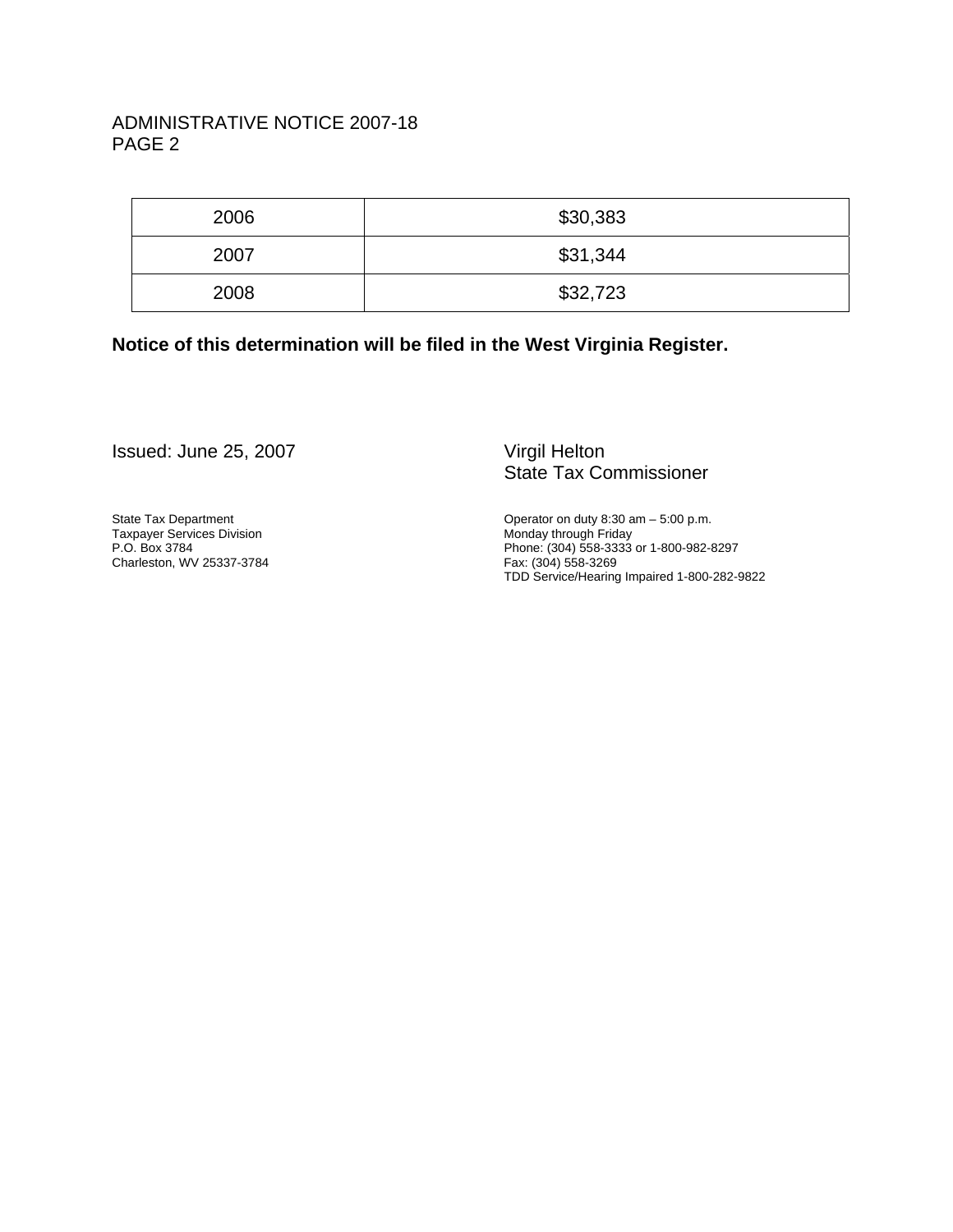| | |
|---|---|
| 2006 | $30,383 |
| 2007 | $31,344 |
| 2008 | $32,723 |

**Notice of this determination will be filed in the West Virginia Register.**

Issued: June 25, 2007

Virgil Helton
State Tax Commissioner

State Tax Department
Taxpayer Services Division
P.O. Box 3784
Charleston, WV 25337-3784

Operator on duty 8:30 am – 5:00 p.m.
Monday through Friday
Phone: (304) 558-3333 or 1-800-982-8297
Fax: (304) 558-3269
TDD Service/Hearing Impaired 1-800-282-9822